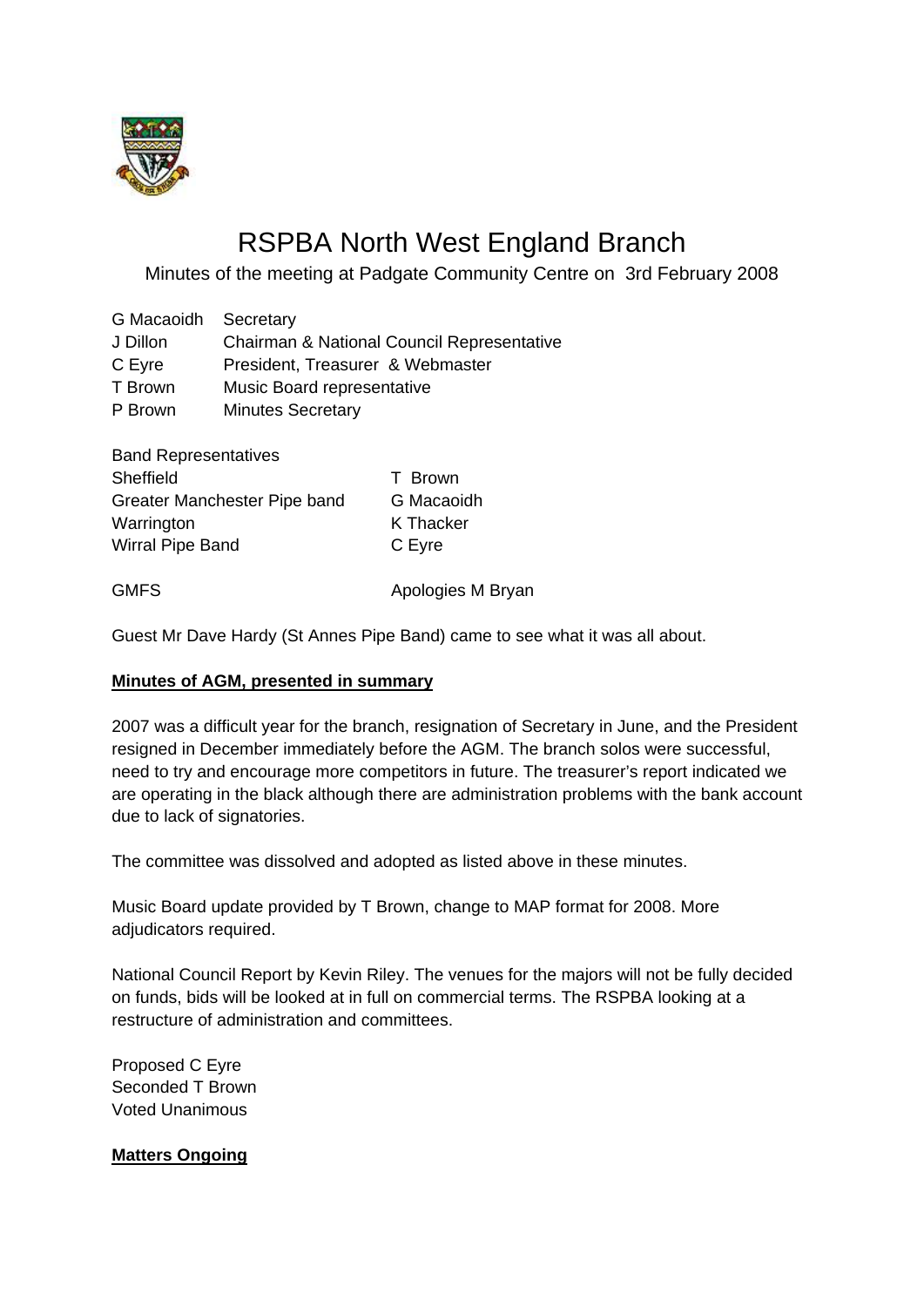# RSPBA North West England Branch

Minutes of the meeting at Padgate Community Centre on 3rd February 2008

| | |
|---|---|
| G Macaoidh | Secretary |
| J Dillon | Chairman & National Council Representative |
| C Eyre | President, Treasurer & Webmaster |
| T Brown | Music Board representative |
| P Brown | Minutes Secretary |

| Band Representatives | |
|---|---|
| Sheffield | T Brown |
| Greater Manchester Pipe band | G Macaoidh |
| Warrington | K Thacker |
| Wirral Pipe Band | C Eyre |
| | |
| GMFS | Apologies M Bryan |

Guest Mr Dave Hardy (St Annes Pipe Band) came to see what it was all about.

**Minutes of AGM, presented in summary**

2007 was a difficult year for the branch, resignation of Secretary in June, and the President resigned in December immediately before the AGM. The branch solos were successful, need to try and encourage more competitors in future. The treasurer's report indicated we are operating in the black although there are administration problems with the bank account due to lack of signatories.

The committee was dissolved and adopted as listed above in these minutes.

Music Board update provided by T Brown, change to MAP format for 2008. More adjudicators required.

National Council Report by Kevin Riley. The venues for the majors will not be fully decided on funds, bids will be looked at in full on commercial terms. The RSPBA looking at a restructure of administration and committees.

Proposed C Eyre  
Seconded T Brown  
Voted Unanimous

**Matters Ongoing**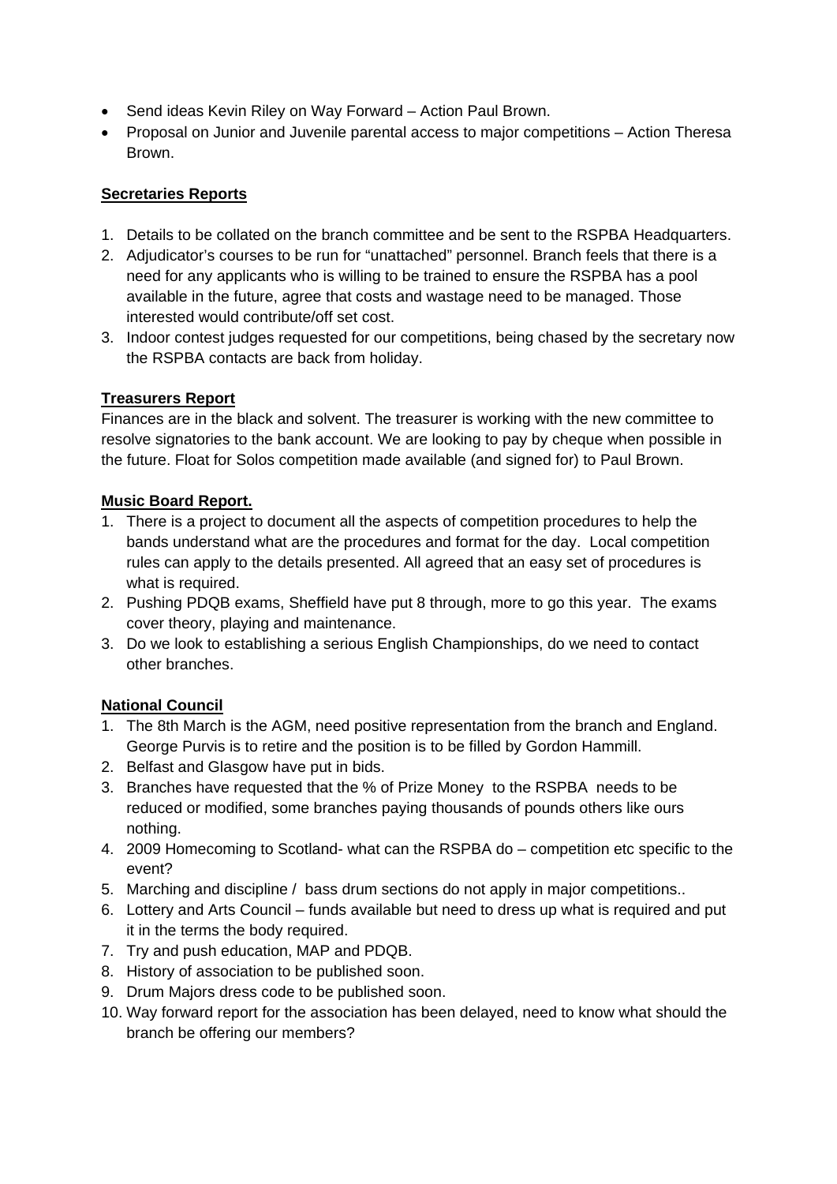- Send ideas Kevin Riley on Way Forward – Action Paul Brown.
- Proposal on Junior and Juvenile parental access to major competitions – Action Theresa Brown.

**Secretaries Reports**

1. Details to be collated on the branch committee and be sent to the RSPBA Headquarters.
2. Adjudicator's courses to be run for "unattached" personnel. Branch feels that there is a need for any applicants who is willing to be trained to ensure the RSPBA has a pool available in the future, agree that costs and wastage need to be managed. Those interested would contribute/off set cost.
3. Indoor contest judges requested for our competitions, being chased by the secretary now the RSPBA contacts are back from holiday.

**Treasurers Report**

Finances are in the black and solvent. The treasurer is working with the new committee to resolve signatories to the bank account. We are looking to pay by cheque when possible in the future. Float for Solos competition made available (and signed for) to Paul Brown.

**Music Board Report.**

1. There is a project to document all the aspects of competition procedures to help the bands understand what are the procedures and format for the day. Local competition rules can apply to the details presented. All agreed that an easy set of procedures is what is required.
2. Pushing PDQB exams, Sheffield have put 8 through, more to go this year. The exams cover theory, playing and maintenance.
3. Do we look to establishing a serious English Championships, do we need to contact other branches.

**National Council**

1. The 8th March is the AGM, need positive representation from the branch and England. George Purvis is to retire and the position is to be filled by Gordon Hammill.
2. Belfast and Glasgow have put in bids.
3. Branches have requested that the % of Prize Money to the RSPBA needs to be reduced or modified, some branches paying thousands of pounds others like ours nothing.
4. 2009 Homecoming to Scotland- what can the RSPBA do – competition etc specific to the event?
5. Marching and discipline / bass drum sections do not apply in major competitions..
6. Lottery and Arts Council – funds available but need to dress up what is required and put it in the terms the body required.
7. Try and push education, MAP and PDQB.
8. History of association to be published soon.
9. Drum Majors dress code to be published soon.
10. Way forward report for the association has been delayed, need to know what should the branch be offering our members?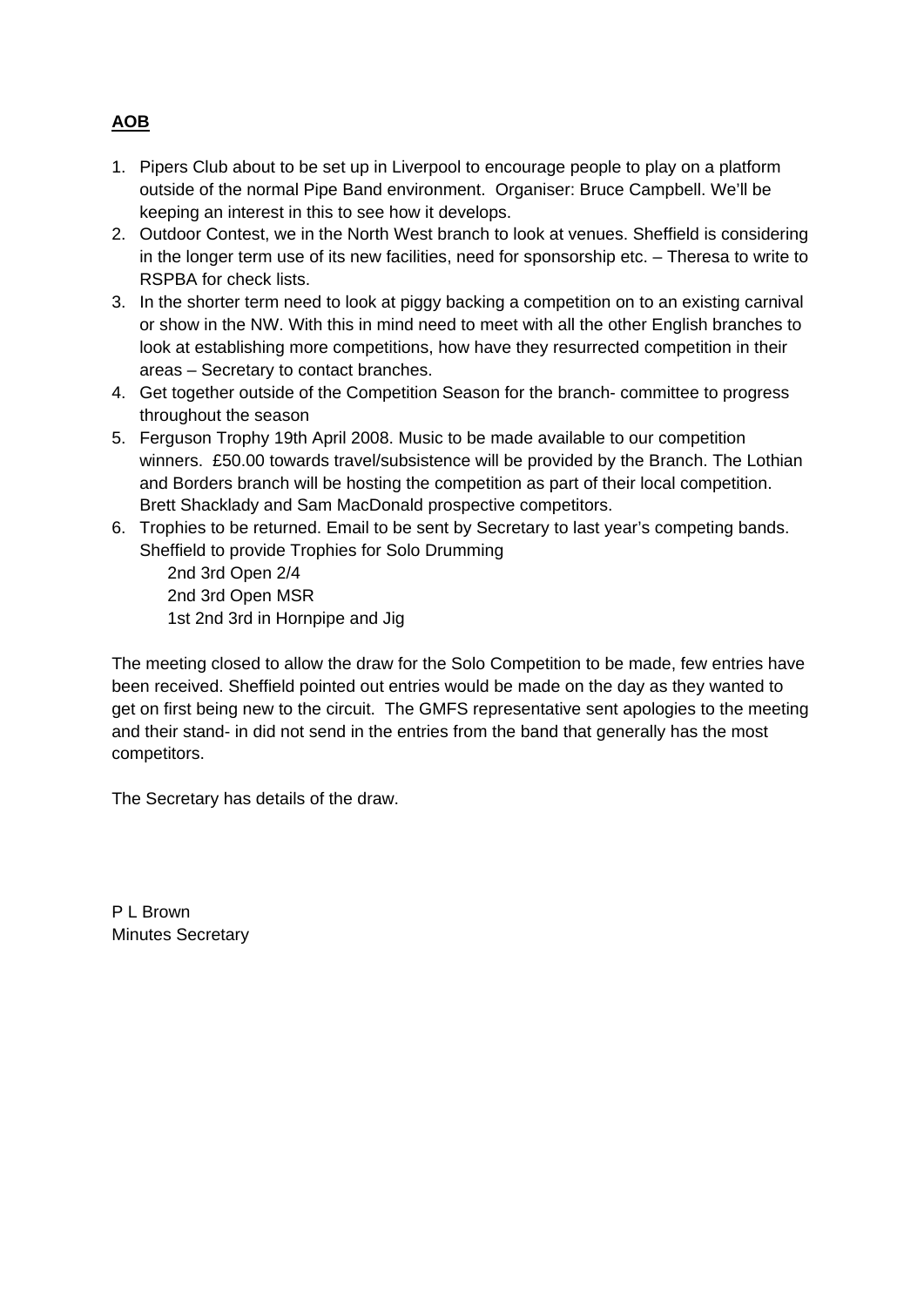**AOB**

1. Pipers Club about to be set up in Liverpool to encourage people to play on a platform outside of the normal Pipe Band environment. Organiser: Bruce Campbell. We'll be keeping an interest in this to see how it develops.
2. Outdoor Contest, we in the North West branch to look at venues. Sheffield is considering in the longer term use of its new facilities, need for sponsorship etc. – Theresa to write to RSPBA for check lists.
3. In the shorter term need to look at piggy backing a competition on to an existing carnival or show in the NW. With this in mind need to meet with all the other English branches to look at establishing more competitions, how have they resurrected competition in their areas – Secretary to contact branches.
4. Get together outside of the Competition Season for the branch- committee to progress throughout the season
5. Ferguson Trophy 19th April 2008. Music to be made available to our competition winners. £50.00 towards travel/subsistence will be provided by the Branch. The Lothian and Borders branch will be hosting the competition as part of their local competition. Brett Shacklady and Sam MacDonald prospective competitors.
6. Trophies to be returned. Email to be sent by Secretary to last year's competing bands. Sheffield to provide Trophies for Solo Drumming
   - 2nd 3rd Open 2/4
   - 2nd 3rd Open MSR
   - 1st 2nd 3rd in Hornpipe and Jig

The meeting closed to allow the draw for the Solo Competition to be made, few entries have been received. Sheffield pointed out entries would be made on the day as they wanted to get on first being new to the circuit. The GMFS representative sent apologies to the meeting and their stand- in did not send in the entries from the band that generally has the most competitors.

The Secretary has details of the draw.

P L Brown
Minutes Secretary